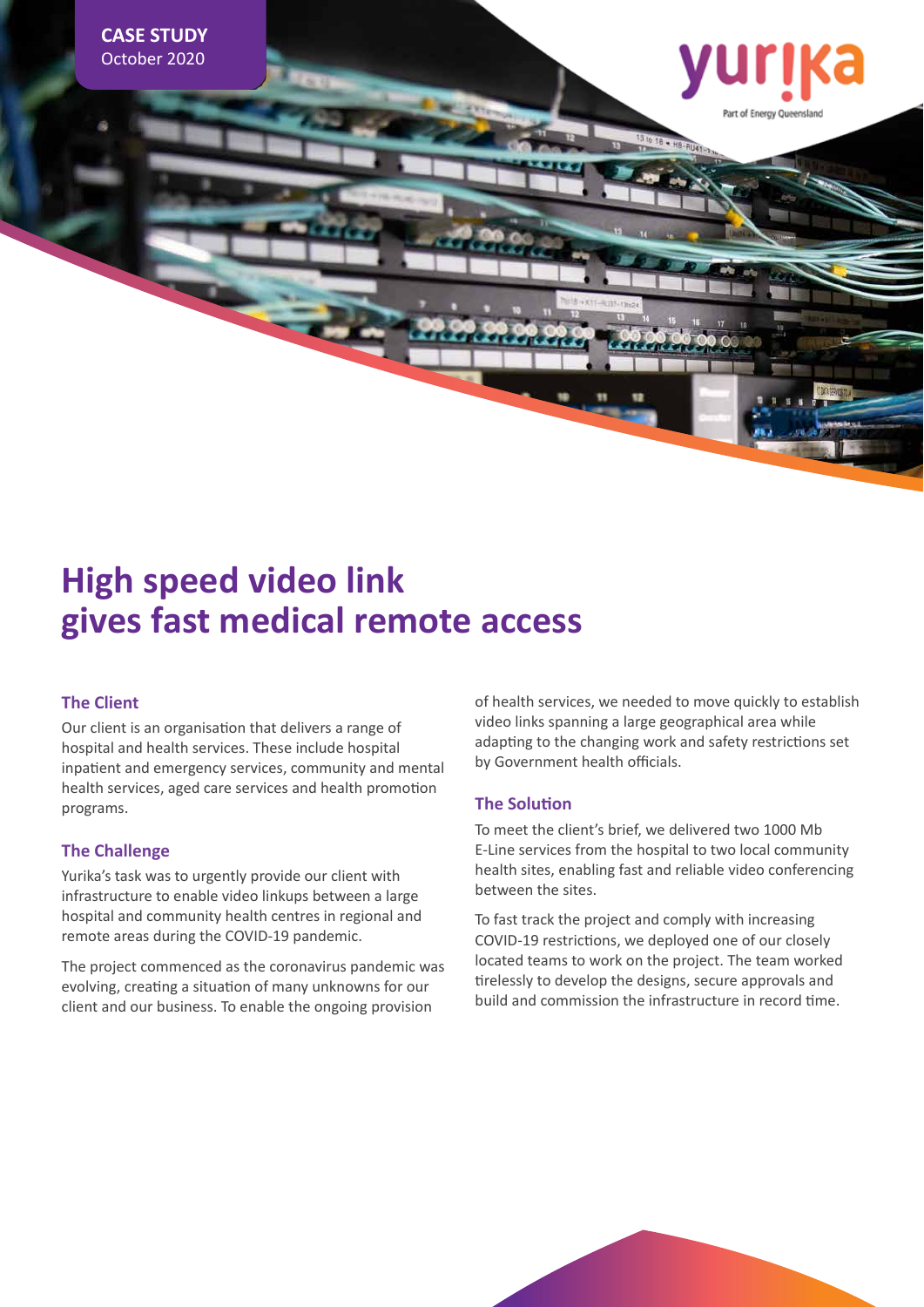**CASE STUDY**
October 2020

# High speed video link gives fast medical remote access

## The Client

Our client is an organisation that delivers a range of hospital and health services. These include hospital inpatient and emergency services, community and mental health services, aged care services and health promotion programs.

## The Challenge

Yurika's task was to urgently provide our client with infrastructure to enable video linkups between a large hospital and community health centres in regional and remote areas during the COVID-19 pandemic.

The project commenced as the coronavirus pandemic was evolving, creating a situation of many unknowns for our client and our business. To enable the ongoing provision of health services, we needed to move quickly to establish video links spanning a large geographical area while adapting to the changing work and safety restrictions set by Government health officials.

## The Solution

To meet the client's brief, we delivered two 1000 Mb E-Line services from the hospital to two local community health sites, enabling fast and reliable video conferencing between the sites.

To fast track the project and comply with increasing COVID-19 restrictions, we deployed one of our closely located teams to work on the project. The team worked tirelessly to develop the designs, secure approvals and build and commission the infrastructure in record time.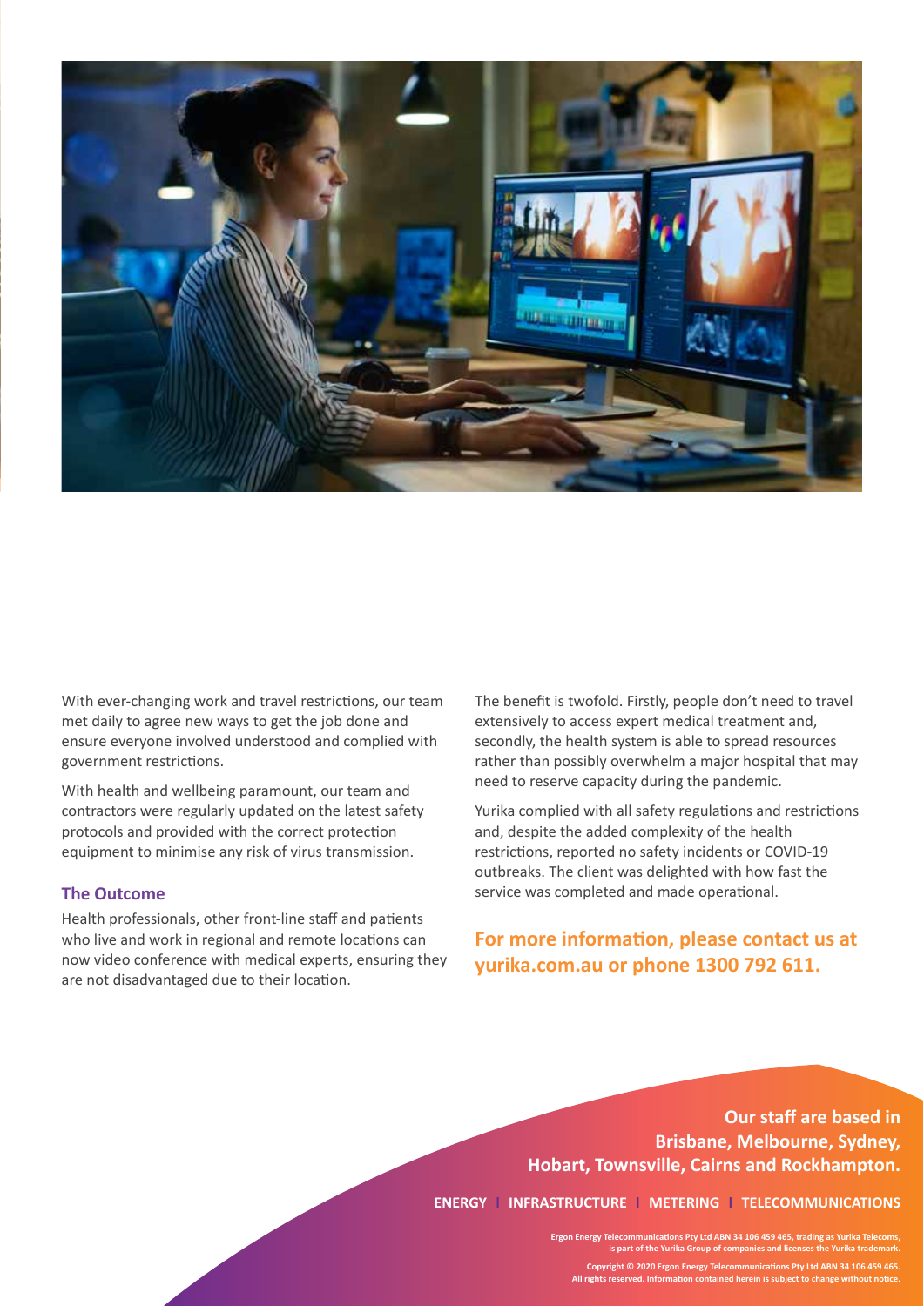With ever-changing work and travel restrictions, our team met daily to agree new ways to get the job done and ensure everyone involved understood and complied with government restrictions.

With health and wellbeing paramount, our team and contractors were regularly updated on the latest safety protocols and provided with the correct protection equipment to minimise any risk of virus transmission.

### The Outcome

Health professionals, other front-line staff and patients who live and work in regional and remote locations can now video conference with medical experts, ensuring they are not disadvantaged due to their location.

The benefit is twofold. Firstly, people don't need to travel extensively to access expert medical treatment and, secondly, the health system is able to spread resources rather than possibly overwhelm a major hospital that may need to reserve capacity during the pandemic.

Yurika complied with all safety regulations and restrictions and, despite the added complexity of the health restrictions, reported no safety incidents or COVID-19 outbreaks. The client was delighted with how fast the service was completed and made operational.

**For more information, please contact us at yurika.com.au or phone 1300 792 611.**

**Our staff are based in Brisbane, Melbourne, Sydney, Hobart, Townsville, Cairns and Rockhampton.**

**ENERGY | INFRASTRUCTURE | METERING | TELECOMMUNICATIONS**

Ergon Energy Telecommunications Pty Ltd ABN 34 106 459 465, trading as Yurika Telecoms, is part of the Yurika Group of companies and licenses the Yurika trademark.

Copyright © 2020 Ergon Energy Telecommunications Pty Ltd ABN 34 106 459 465. All rights reserved. Information contained herein is subject to change without notice.